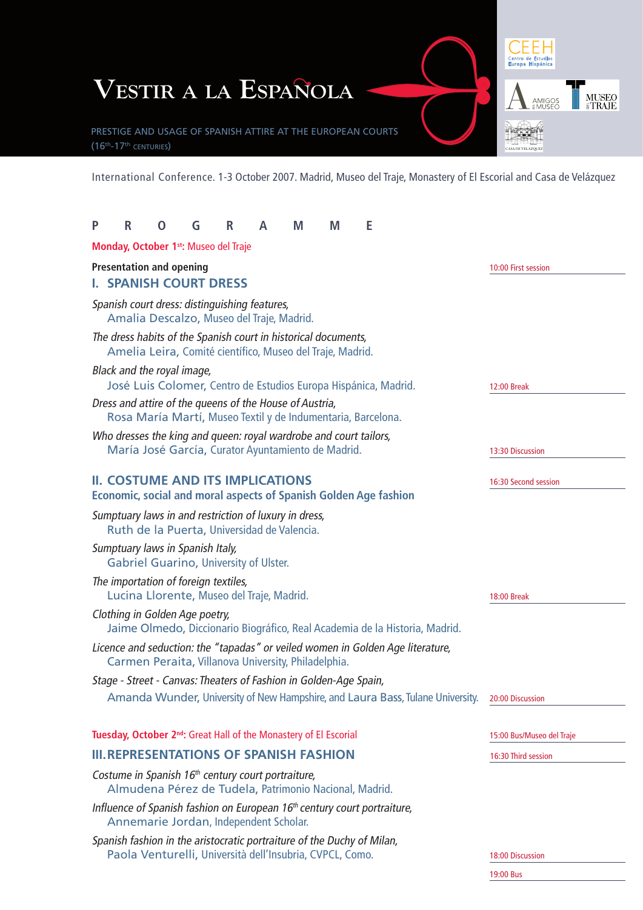# VESTIR A LA ESPAÑOLA

PRESTIGE AND USAGE OF SPANISH ATTIRE AT THE EUROPEAN COURTS (16th-17th CENTURIES)

CEEH Centro de Estudios Europa Hispánica

AMIGOS DEL MUSEO

MUSEO DEL TRAJE

CASA DE VELÁZQUEZ

International Conference. 1-3 October 2007. Madrid, Museo del Traje, Monastery of El Escorial and Casa de Velázquez

## P R O G R A M M E

**Monday, October 1st: Museo del Traje**

**Presentation and opening**

10:00 First session

### I. SPANISH COURT DRESS

*Spanish court dress: distinguishing features,*
Amalia Descalzo, Museo del Traje, Madrid.

*The dress habits of the Spanish court in historical documents,*
Amelia Leira, Comité científico, Museo del Traje, Madrid.

*Black and the royal image,*
José Luis Colomer, Centro de Estudios Europa Hispánica, Madrid.

12:00 Break

*Dress and attire of the queens of the House of Austria,*
Rosa María Martí, Museo Textil y de Indumentaria, Barcelona.

*Who dresses the king and queen: royal wardrobe and court tailors,*
María José García, Curator Ayuntamiento de Madrid.

13:30 Discussion

16:30 Second session

### II. COSTUME AND ITS IMPLICATIONS

**Economic, social and moral aspects of Spanish Golden Age fashion**

*Sumptuary laws in and restriction of luxury in dress,*
Ruth de la Puerta, Universidad de Valencia.

*Sumptuary laws in Spanish Italy,*
Gabriel Guarino, University of Ulster.

*The importation of foreign textiles,*
Lucina Llorente, Museo del Traje, Madrid.

18:00 Break

*Clothing in Golden Age poetry,*
Jaime Olmedo, Diccionario Biográfico, Real Academia de la Historia, Madrid.

*Licence and seduction: the "tapadas" or veiled women in Golden Age literature,*
Carmen Peraita, Villanova University, Philadelphia.

*Stage - Street - Canvas: Theaters of Fashion in Golden-Age Spain,*
Amanda Wunder, University of New Hampshire, and Laura Bass, Tulane University.

20:00 Discussion

**Tuesday, October 2nd: Great Hall of the Monastery of El Escorial**

15:00 Bus/Museo del Traje

16:30 Third session

### III. REPRESENTATIONS OF SPANISH FASHION

*Costume in Spanish 16th century court portraiture,*
Almudena Pérez de Tudela, Patrimonio Nacional, Madrid.

*Influence of Spanish fashion on European 16th century court portraiture,*
Annemarie Jordan, Independent Scholar.

*Spanish fashion in the aristocratic portraiture of the Duchy of Milan,*
Paola Venturelli, Università dell'Insubria, CVPCL, Como.

18:00 Discussion

19:00 Bus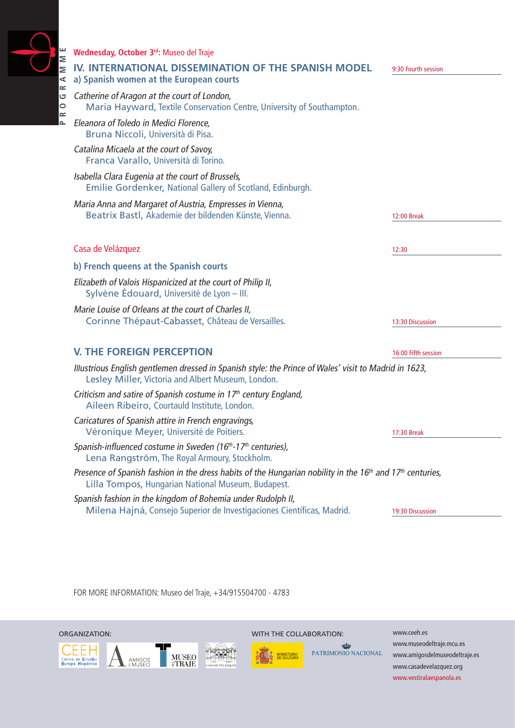**Wednesday, October 3rd:** Museo del Traje

## IV. INTERNATIONAL DISSEMINATION OF THE SPANISH MODEL

9:30 Fourth session

### a) Spanish women at the European courts

*Catherine of Aragon at the court of London,*
Maria Hayward, Textile Conservation Centre, University of Southampton.

*Eleanora of Toledo in Medici Florence,*
Bruna Niccoli, Università di Pisa.

*Catalina Micaela at the court of Savoy,*
Franca Varallo, Università di Torino.

*Isabella Clara Eugenia at the court of Brussels,*
Emilie Gordenker, National Gallery of Scotland, Edinburgh.

*Maria Anna and Margaret of Austria, Empresses in Vienna,*
Beatrix Bastl, Akademie der bildenden Künste, Vienna.

12:00 Break

Casa de Velázquez

12:30

### b) French queens at the Spanish courts

*Elizabeth of Valois Hispanicized at the court of Philip II,*
Sylvène Édouard, Université de Lyon – III.

*Marie Louise of Orleans at the court of Charles II,*
Corinne Thépaut-Cabasset, Château de Versailles.

13:30 Discussion

## V. THE FOREIGN PERCEPTION

16:00 Fifth session

*Illustrious English gentlemen dressed in Spanish style: the Prince of Wales' visit to Madrid in 1623,*
Lesley Miller, Victoria and Albert Museum, London.

*Criticism and satire of Spanish costume in 17th century England,*
Aileen Ribeiro, Courtauld Institute, London.

*Caricatures of Spanish attire in French engravings,*
Véronique Meyer, Université de Poitiers.

17:30 Break

*Spanish-influenced costume in Sweden (16th-17th centuries),*
Lena Rangström, The Royal Armoury, Stockholm.

*Presence of Spanish fashion in the dress habits of the Hungarian nobility in the 16th and 17th centuries,*
Lilla Tompos, Hungarian National Museum, Budapest.

*Spanish fashion in the kingdom of Bohemia under Rudolph II,*
Milena Hajná, Consejo Superior de Investigaciones Científicas, Madrid.

19:30 Discussion

FOR MORE INFORMATION: Museo del Traje, +34/915504700 - 4783

ORGANIZATION: CEEH Centro de Estudios Europa Hispánica · Amigos del Museo · Museo del Traje · Casa de Velázquez

WITH THE COLLABORATION: Ministerio de Cultura · Patrimonio Nacional

www.ceeh.es
www.museodeltraje.mcu.es
www.amigosdelmuseodeltraje.es
www.casadevelazquez.org
www.vestiralaespanola.es